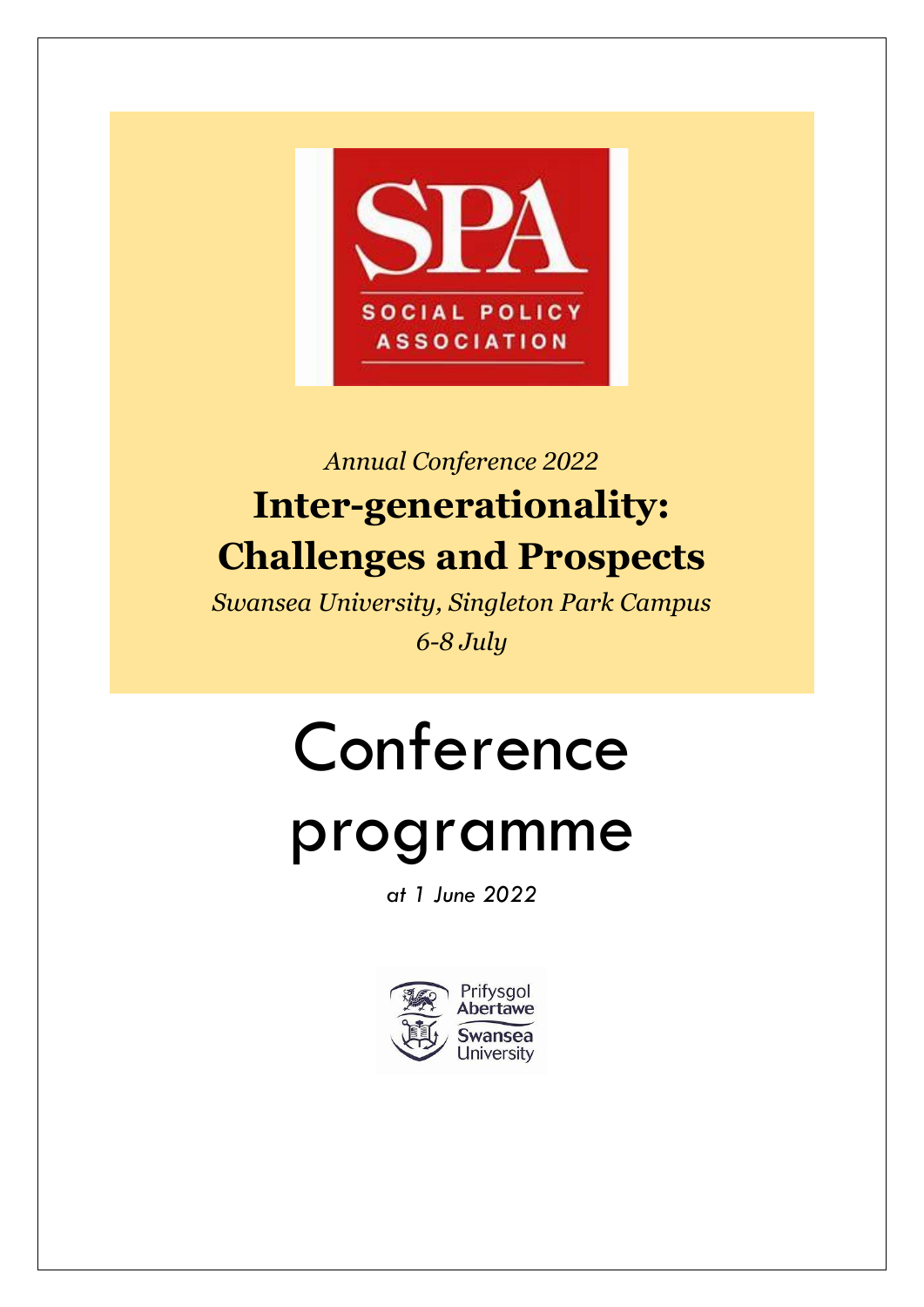SPA

SOCIAL POLICY ASSOCIATION

*Annual Conference 2022*

# Inter-generationality: Challenges and Prospects

*Swansea University, Singleton Park Campus*

*6-8 July*

# Conference programme

*at 1 June 2022*

Prifysgol Abertawe
Swansea University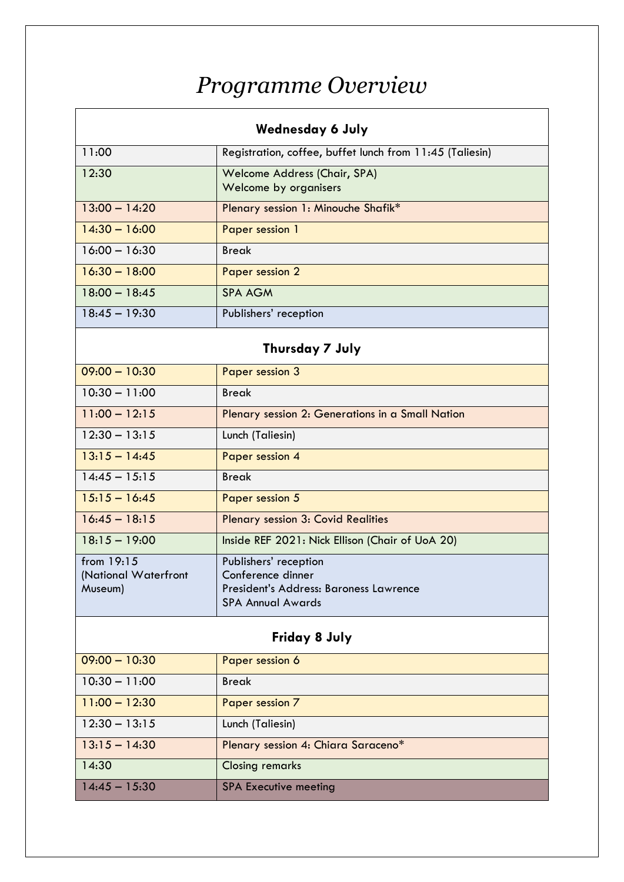# *Programme Overview*

| **Wednesday 6 July** | |
|---|---|
| 11:00 | Registration, coffee, buffet lunch from 11:45 (Taliesin) |
| 12:30 | Welcome Address (Chair, SPA)<br>Welcome by organisers |
| 13:00 – 14:20 | Plenary session 1: Minouche Shafik* |
| 14:30 – 16:00 | Paper session 1 |
| 16:00 – 16:30 | Break |
| 16:30 – 18:00 | Paper session 2 |
| 18:00 – 18:45 | SPA AGM |
| 18:45 – 19:30 | Publishers' reception |
| **Thursday 7 July** | |
| 09:00 – 10:30 | Paper session 3 |
| 10:30 – 11:00 | Break |
| 11:00 – 12:15 | Plenary session 2: Generations in a Small Nation |
| 12:30 – 13:15 | Lunch (Taliesin) |
| 13:15 – 14:45 | Paper session 4 |
| 14:45 – 15:15 | Break |
| 15:15 – 16:45 | Paper session 5 |
| 16:45 – 18:15 | Plenary session 3: Covid Realities |
| 18:15 – 19:00 | Inside REF 2021: Nick Ellison (Chair of UoA 20) |
| from 19:15<br>(National Waterfront Museum) | Publishers' reception<br>Conference dinner<br>President's Address: Baroness Lawrence<br>SPA Annual Awards |
| **Friday 8 July** | |
| 09:00 – 10:30 | Paper session 6 |
| 10:30 – 11:00 | Break |
| 11:00 – 12:30 | Paper session 7 |
| 12:30 – 13:15 | Lunch (Taliesin) |
| 13:15 – 14:30 | Plenary session 4: Chiara Saraceno* |
| 14:30 | Closing remarks |
| 14:45 – 15:30 | SPA Executive meeting |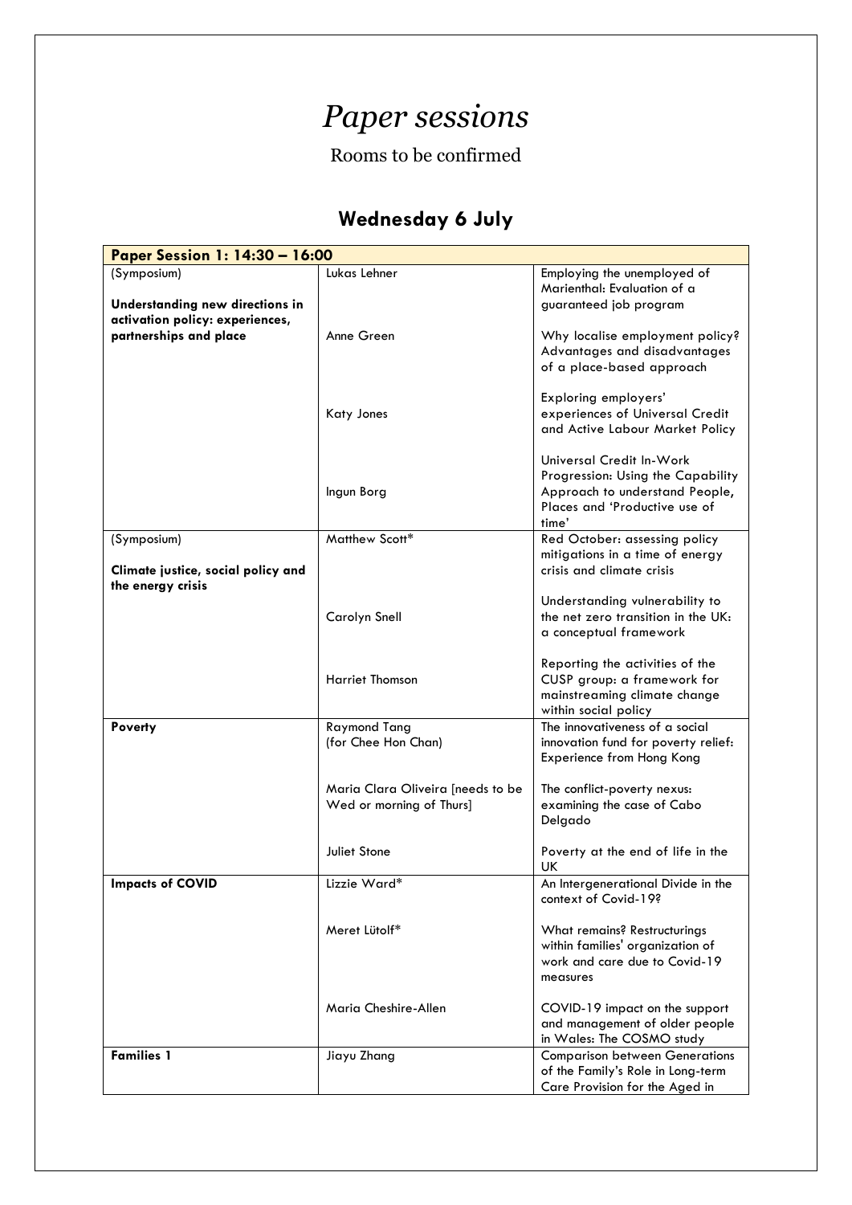# *Paper sessions*

Rooms to be confirmed

## Wednesday 6 July

| Paper Session 1: 14:30 – 16:00 | | |
|---|---|---|
| (Symposium)<br><br>**Understanding new directions in activation policy: experiences, partnerships and place** | Lukas Lehner | Employing the unemployed of Marienthal: Evaluation of a guaranteed job program |
| | Anne Green | Why localise employment policy? Advantages and disadvantages of a place-based approach |
| | Katy Jones | Exploring employers' experiences of Universal Credit and Active Labour Market Policy |
| | Ingun Borg | Universal Credit In-Work Progression: Using the Capability Approach to understand People, Places and 'Productive use of time' |
| (Symposium)<br><br>**Climate justice, social policy and the energy crisis** | Matthew Scott* | Red October: assessing policy mitigations in a time of energy crisis and climate crisis |
| | Carolyn Snell | Understanding vulnerability to the net zero transition in the UK: a conceptual framework |
| | Harriet Thomson | Reporting the activities of the CUSP group: a framework for mainstreaming climate change within social policy |
| **Poverty** | Raymond Tang<br>(for Chee Hon Chan) | The innovativeness of a social innovation fund for poverty relief: Experience from Hong Kong |
| | Maria Clara Oliveira [needs to be Wed or morning of Thurs] | The conflict-poverty nexus: examining the case of Cabo Delgado |
| | Juliet Stone | Poverty at the end of life in the UK |
| **Impacts of COVID** | Lizzie Ward* | An Intergenerational Divide in the context of Covid-19? |
| | Meret Lütolf* | What remains? Restructurings within families' organization of work and care due to Covid-19 measures |
| | Maria Cheshire-Allen | COVID-19 impact on the support and management of older people in Wales: The COSMO study |
| **Families 1** | Jiayu Zhang | Comparison between Generations of the Family's Role in Long-term Care Provision for the Aged in |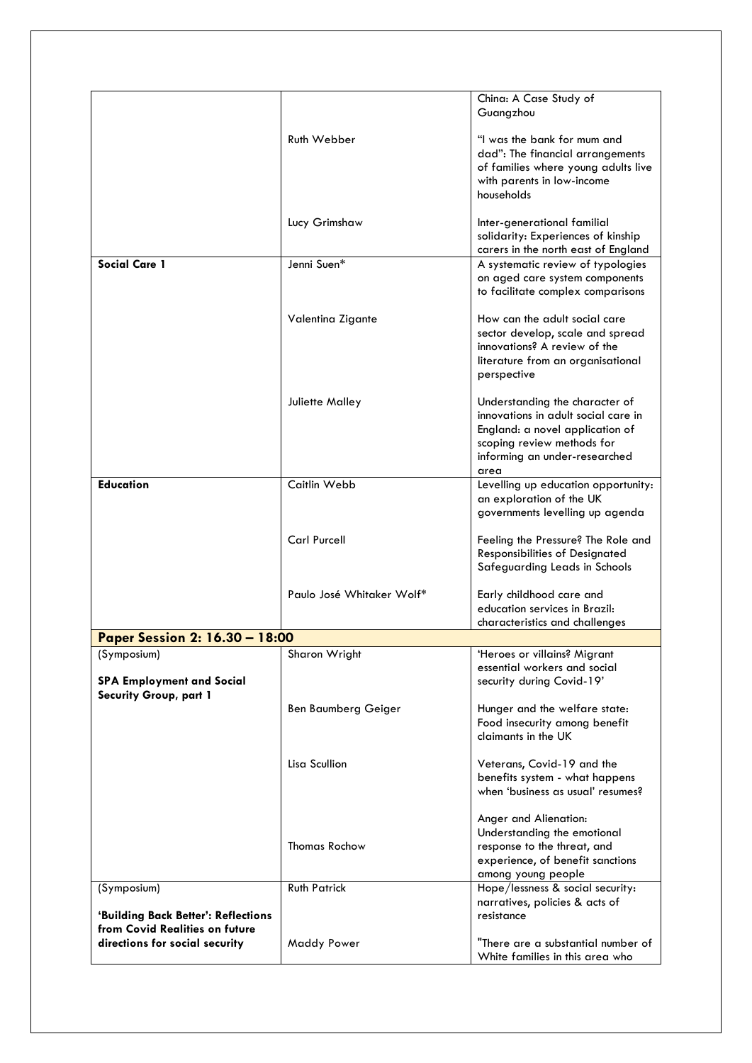| | | |
|---|---|---|
| | | China: A Case Study of Guangzhou |
| | Ruth Webber | "I was the bank for mum and dad": The financial arrangements of families where young adults live with parents in low-income households |
| | Lucy Grimshaw | Inter-generational familial solidarity: Experiences of kinship carers in the north east of England |
| **Social Care 1** | Jenni Suen* | A systematic review of typologies on aged care system components to facilitate complex comparisons |
| | Valentina Zigante | How can the adult social care sector develop, scale and spread innovations? A review of the literature from an organisational perspective |
| | Juliette Malley | Understanding the character of innovations in adult social care in England: a novel application of scoping review methods for informing an under-researched area |
| **Education** | Caitlin Webb | Levelling up education opportunity: an exploration of the UK governments levelling up agenda |
| | Carl Purcell | Feeling the Pressure? The Role and Responsibilities of Designated Safeguarding Leads in Schools |
| | Paulo José Whitaker Wolf* | Early childhood care and education services in Brazil: characteristics and challenges |
| **Paper Session 2: 16.30 – 18:00** | | |
| (Symposium) **SPA Employment and Social Security Group, part 1** | Sharon Wright | 'Heroes or villains? Migrant essential workers and social security during Covid-19' |
| | Ben Baumberg Geiger | Hunger and the welfare state: Food insecurity among benefit claimants in the UK |
| | Lisa Scullion | Veterans, Covid-19 and the benefits system - what happens when 'business as usual' resumes? |
| | Thomas Rochow | Anger and Alienation: Understanding the emotional response to the threat, and experience, of benefit sanctions among young people |
| (Symposium) **'Building Back Better': Reflections from Covid Realities on future directions for social security** | Ruth Patrick | Hope/lessness & social security: narratives, policies & acts of resistance |
| | Maddy Power | "There are a substantial number of White families in this area who |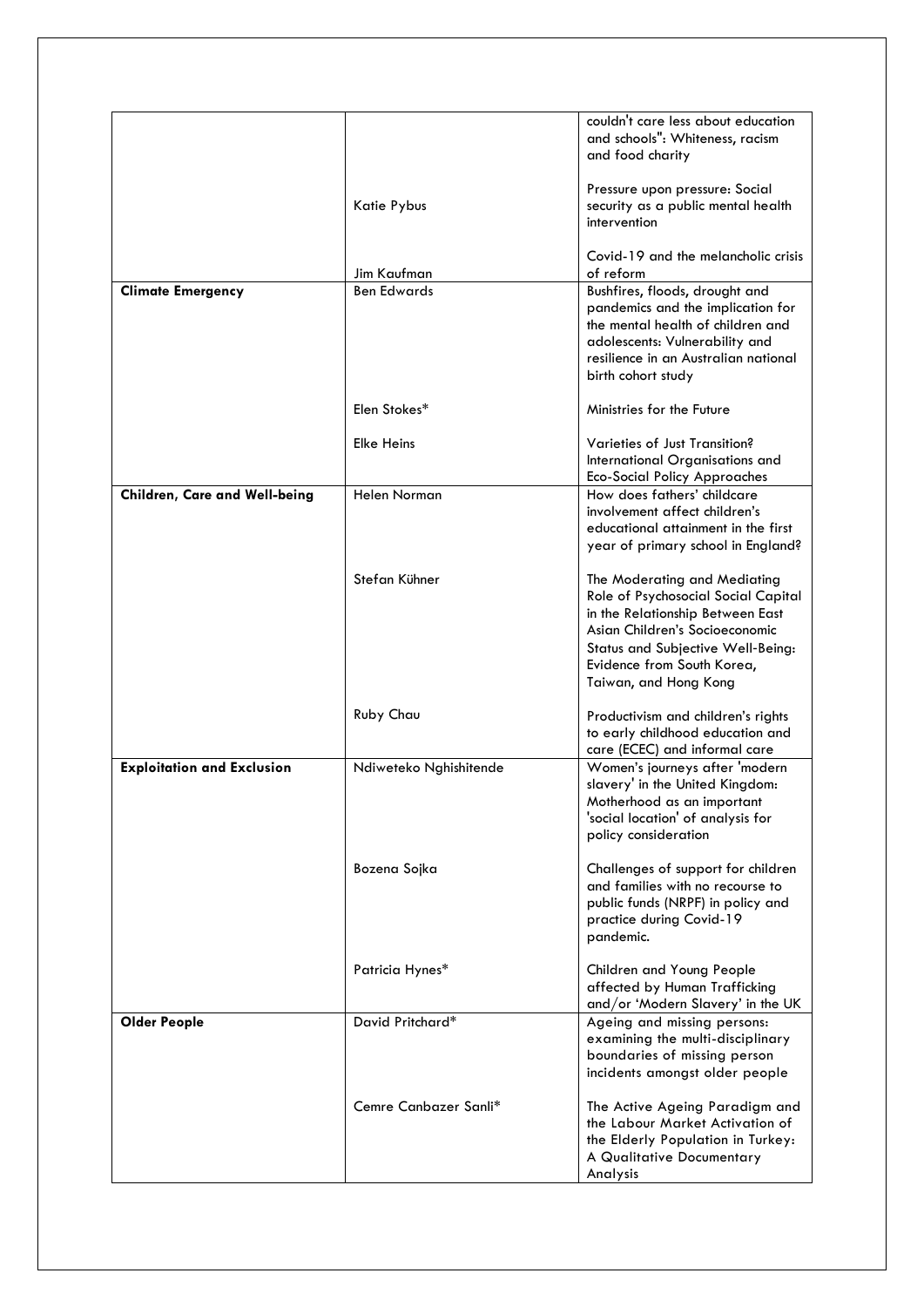| | | |
|---|---|---|
| | | couldn't care less about education and schools": Whiteness, racism and food charity |
| | Katie Pybus | Pressure upon pressure: Social security as a public mental health intervention |
| | Jim Kaufman | Covid-19 and the melancholic crisis of reform |
| **Climate Emergency** | Ben Edwards | Bushfires, floods, drought and pandemics and the implication for the mental health of children and adolescents: Vulnerability and resilience in an Australian national birth cohort study |
| | Elen Stokes* | Ministries for the Future |
| | Elke Heins | Varieties of Just Transition? International Organisations and Eco-Social Policy Approaches |
| **Children, Care and Well-being** | Helen Norman | How does fathers' childcare involvement affect children's educational attainment in the first year of primary school in England? |
| | Stefan Kühner | The Moderating and Mediating Role of Psychosocial Social Capital in the Relationship Between East Asian Children's Socioeconomic Status and Subjective Well-Being: Evidence from South Korea, Taiwan, and Hong Kong |
| | Ruby Chau | Productivism and children's rights to early childhood education and care (ECEC) and informal care |
| **Exploitation and Exclusion** | Ndiweteko Nghishitende | Women's journeys after 'modern slavery' in the United Kingdom: Motherhood as an important 'social location' of analysis for policy consideration |
| | Bozena Sojka | Challenges of support for children and families with no recourse to public funds (NRPF) in policy and practice during Covid-19 pandemic. |
| | Patricia Hynes* | Children and Young People affected by Human Trafficking and/or 'Modern Slavery' in the UK |
| **Older People** | David Pritchard* | Ageing and missing persons: examining the multi-disciplinary boundaries of missing person incidents amongst older people |
| | Cemre Canbazer Sanli* | The Active Ageing Paradigm and the Labour Market Activation of the Elderly Population in Turkey: A Qualitative Documentary Analysis |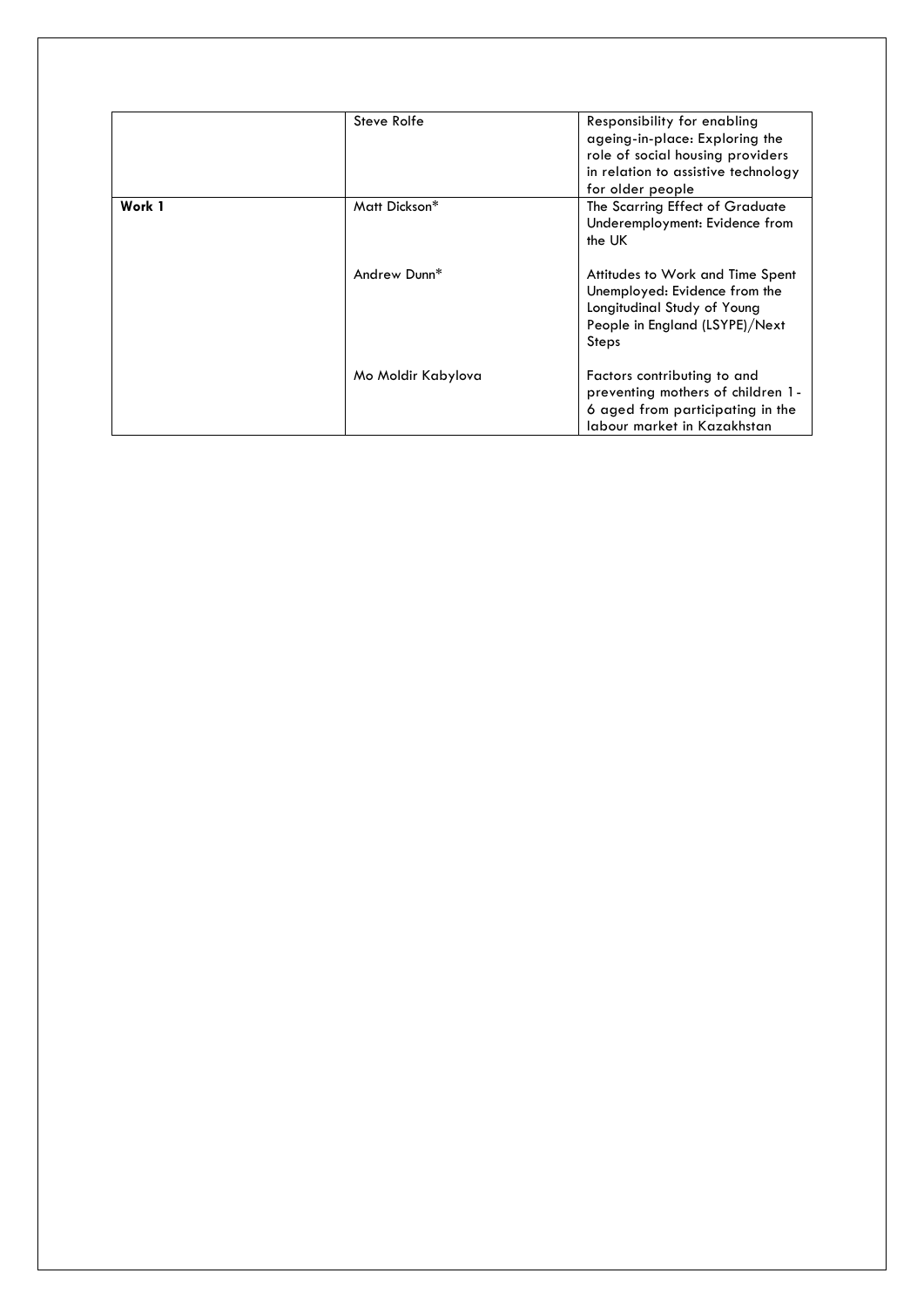| | | |
|---|---|---|
| | Steve Rolfe | Responsibility for enabling ageing-in-place: Exploring the role of social housing providers in relation to assistive technology for older people |
| **Work 1** | Matt Dickson* | The Scarring Effect of Graduate Underemployment: Evidence from the UK |
| | Andrew Dunn* | Attitudes to Work and Time Spent Unemployed: Evidence from the Longitudinal Study of Young People in England (LSYPE)/Next Steps |
| | Mo Moldir Kabylova | Factors contributing to and preventing mothers of children 1-6 aged from participating in the labour market in Kazakhstan |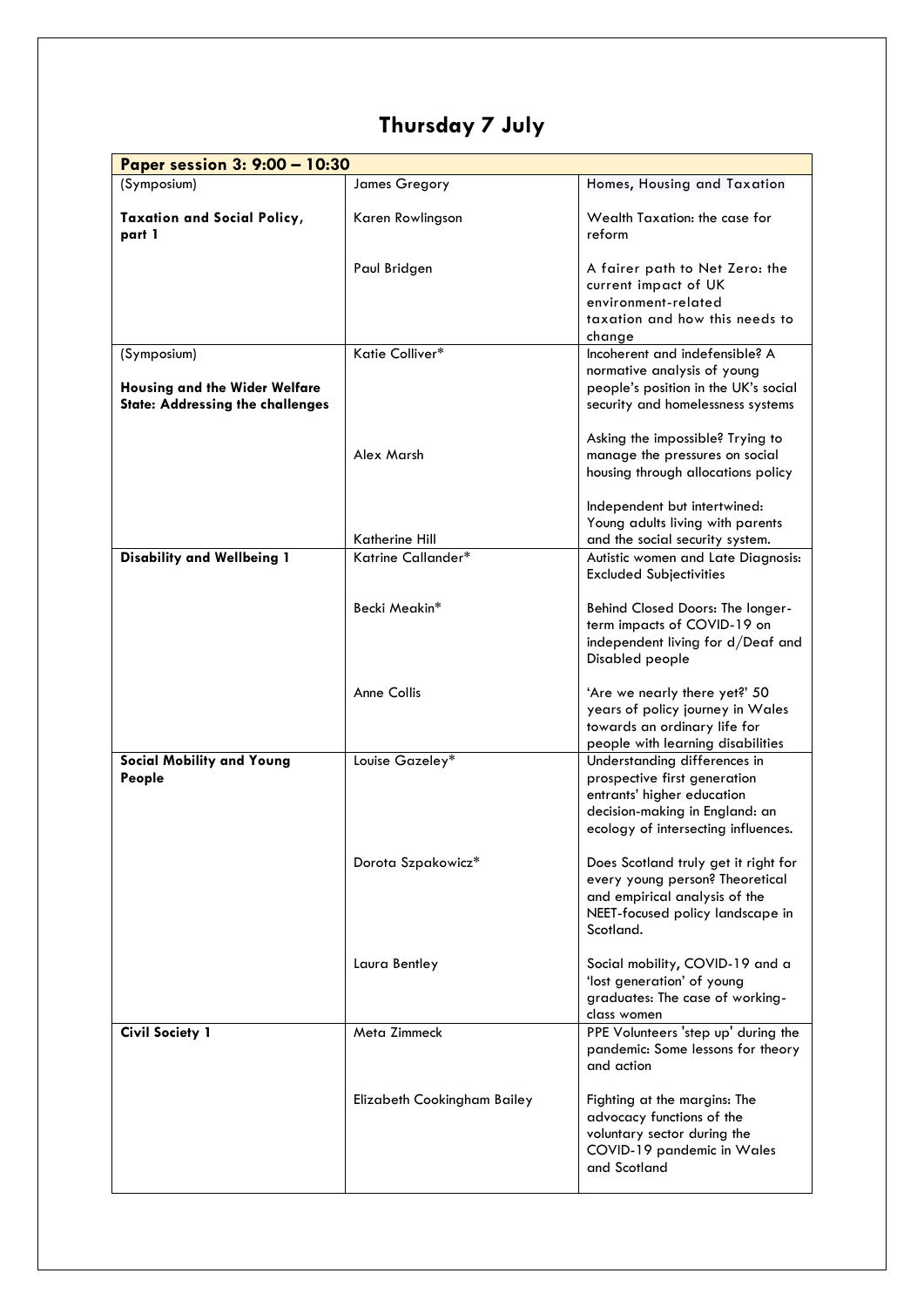# Thursday 7 July

| Paper session 3: 9:00 – 10:30 | | |
|---|---|---|
| (Symposium) **Taxation and Social Policy, part 1** | James Gregory | Homes, Housing and Taxation |
| | Karen Rowlingson | Wealth Taxation: the case for reform |
| | Paul Bridgen | A fairer path to Net Zero: the current impact of UK environment-related taxation and how this needs to change |
| (Symposium) **Housing and the Wider Welfare State: Addressing the challenges** | Katie Colliver* | Incoherent and indefensible? A normative analysis of young people's position in the UK's social security and homelessness systems |
| | Alex Marsh | Asking the impossible? Trying to manage the pressures on social housing through allocations policy |
| | Katherine Hill | Independent but intertwined: Young adults living with parents and the social security system. |
| **Disability and Wellbeing 1** | Katrine Callander* | Autistic women and Late Diagnosis: Excluded Subjectivities |
| | Becki Meakin* | Behind Closed Doors: The longer-term impacts of COVID-19 on independent living for d/Deaf and Disabled people |
| | Anne Collis | 'Are we nearly there yet?' 50 years of policy journey in Wales towards an ordinary life for people with learning disabilities |
| **Social Mobility and Young People** | Louise Gazeley* | Understanding differences in prospective first generation entrants' higher education decision-making in England: an ecology of intersecting influences. |
| | Dorota Szpakowicz* | Does Scotland truly get it right for every young person? Theoretical and empirical analysis of the NEET-focused policy landscape in Scotland. |
| | Laura Bentley | Social mobility, COVID-19 and a 'lost generation' of young graduates: The case of working-class women |
| **Civil Society 1** | Meta Zimmeck | PPE Volunteers 'step up' during the pandemic: Some lessons for theory and action |
| | Elizabeth Cookingham Bailey | Fighting at the margins: The advocacy functions of the voluntary sector during the COVID-19 pandemic in Wales and Scotland |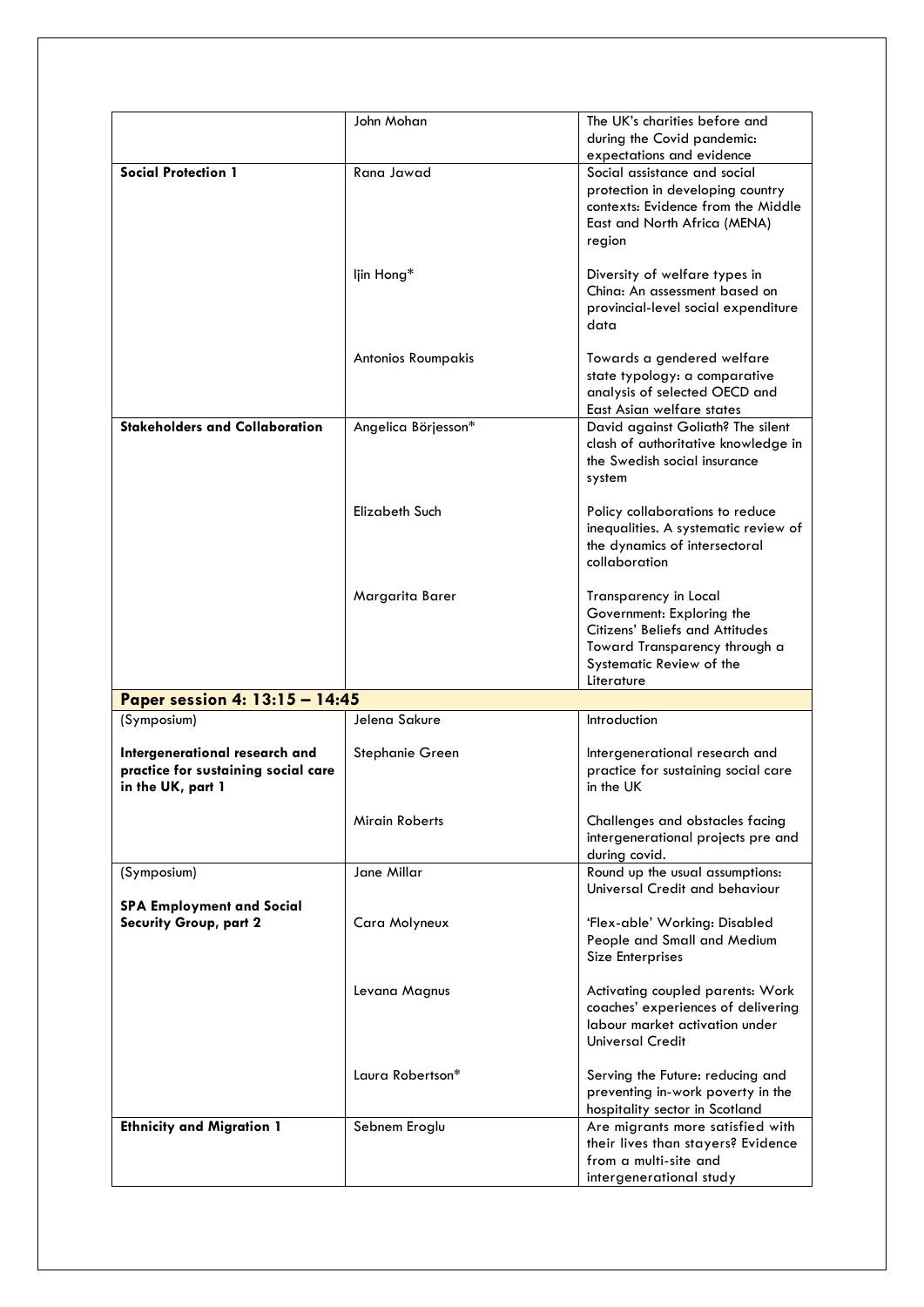| | | |
|---|---|---|
| | John Mohan | The UK's charities before and during the Covid pandemic: expectations and evidence |
| **Social Protection 1** | Rana Jawad | Social assistance and social protection in developing country contexts: Evidence from the Middle East and North Africa (MENA) region |
| | Ijin Hong* | Diversity of welfare types in China: An assessment based on provincial-level social expenditure data |
| | Antonios Roumpakis | Towards a gendered welfare state typology: a comparative analysis of selected OECD and East Asian welfare states |
| **Stakeholders and Collaboration** | Angelica Börjesson* | David against Goliath? The silent clash of authoritative knowledge in the Swedish social insurance system |
| | Elizabeth Such | Policy collaborations to reduce inequalities. A systematic review of the dynamics of intersectoral collaboration |
| | Margarita Barer | Transparency in Local Government: Exploring the Citizens' Beliefs and Attitudes Toward Transparency through a Systematic Review of the Literature |
| **Paper session 4: 13:15 – 14:45** | | |
| (Symposium) **Intergenerational research and practice for sustaining social care in the UK, part 1** | Jelena Sakure | Introduction |
| | Stephanie Green | Intergenerational research and practice for sustaining social care in the UK |
| | Mirain Roberts | Challenges and obstacles facing intergenerational projects pre and during covid. |
| (Symposium) **SPA Employment and Social Security Group, part 2** | Jane Millar | Round up the usual assumptions: Universal Credit and behaviour |
| | Cara Molyneux | 'Flex-able' Working: Disabled People and Small and Medium Size Enterprises |
| | Levana Magnus | Activating coupled parents: Work coaches' experiences of delivering labour market activation under Universal Credit |
| | Laura Robertson* | Serving the Future: reducing and preventing in-work poverty in the hospitality sector in Scotland |
| **Ethnicity and Migration 1** | Sebnem Eroglu | Are migrants more satisfied with their lives than stayers? Evidence from a multi-site and intergenerational study |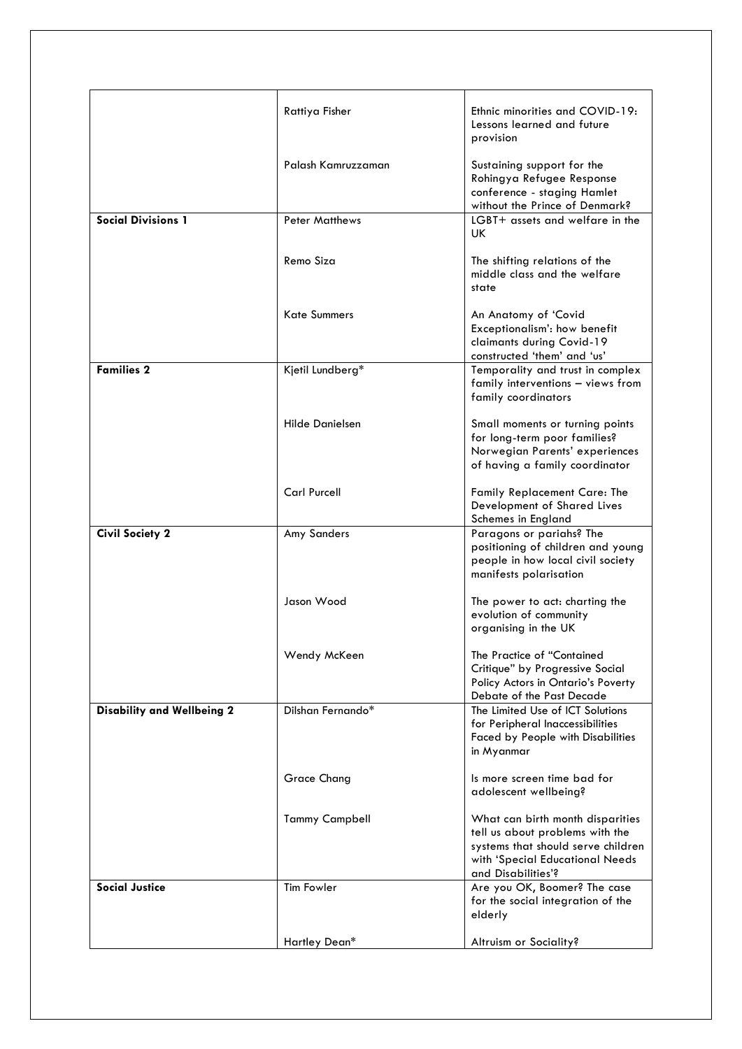| | | |
|---|---|---|
| | Rattiya Fisher | Ethnic minorities and COVID-19: Lessons learned and future provision |
| | Palash Kamruzzaman | Sustaining support for the Rohingya Refugee Response conference - staging Hamlet without the Prince of Denmark? |
| **Social Divisions 1** | Peter Matthews | LGBT+ assets and welfare in the UK |
| | Remo Siza | The shifting relations of the middle class and the welfare state |
| | Kate Summers | An Anatomy of 'Covid Exceptionalism': how benefit claimants during Covid-19 constructed 'them' and 'us' |
| **Families 2** | Kjetil Lundberg* | Temporality and trust in complex family interventions – views from family coordinators |
| | Hilde Danielsen | Small moments or turning points for long-term poor families? Norwegian Parents' experiences of having a family coordinator |
| | Carl Purcell | Family Replacement Care: The Development of Shared Lives Schemes in England |
| **Civil Society 2** | Amy Sanders | Paragons or pariahs? The positioning of children and young people in how local civil society manifests polarisation |
| | Jason Wood | The power to act: charting the evolution of community organising in the UK |
| | Wendy McKeen | The Practice of "Contained Critique" by Progressive Social Policy Actors in Ontario's Poverty Debate of the Past Decade |
| **Disability and Wellbeing 2** | Dilshan Fernando* | The Limited Use of ICT Solutions for Peripheral Inaccessibilities Faced by People with Disabilities in Myanmar |
| | Grace Chang | Is more screen time bad for adolescent wellbeing? |
| | Tammy Campbell | What can birth month disparities tell us about problems with the systems that should serve children with 'Special Educational Needs and Disabilities'? |
| **Social Justice** | Tim Fowler | Are you OK, Boomer? The case for the social integration of the elderly |
| | Hartley Dean* | Altruism or Sociality? |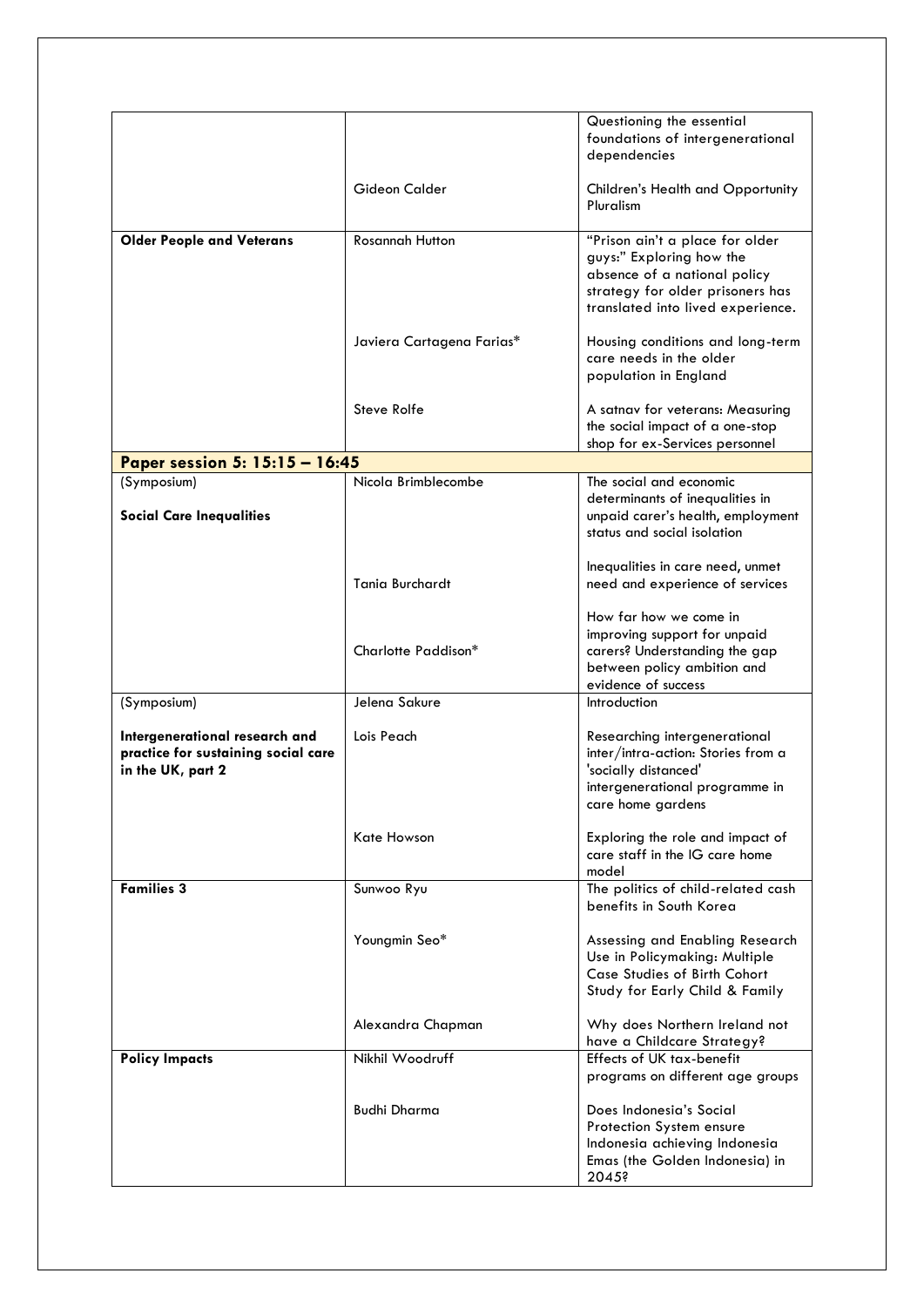| | | |
|---|---|---|
| | | Questioning the essential foundations of intergenerational dependencies |
| | Gideon Calder | Children's Health and Opportunity Pluralism |
| **Older People and Veterans** | Rosannah Hutton | "Prison ain't a place for older guys:" Exploring how the absence of a national policy strategy for older prisoners has translated into lived experience. |
| | Javiera Cartagena Farias* | Housing conditions and long-term care needs in the older population in England |
| | Steve Rolfe | A satnav for veterans: Measuring the social impact of a one-stop shop for ex-Services personnel |
| **Paper session 5: 15:15 – 16:45** | | |
| (Symposium)<br><br>**Social Care Inequalities** | Nicola Brimblecombe | The social and economic determinants of inequalities in unpaid carer's health, employment status and social isolation |
| | Tania Burchardt | Inequalities in care need, unmet need and experience of services |
| | Charlotte Paddison* | How far how we come in improving support for unpaid carers? Understanding the gap between policy ambition and evidence of success |
| (Symposium)<br><br>**Intergenerational research and practice for sustaining social care in the UK, part 2** | Jelena Sakure | Introduction |
| | Lois Peach | Researching intergenerational inter/intra-action: Stories from a 'socially distanced' intergenerational programme in care home gardens |
| | Kate Howson | Exploring the role and impact of care staff in the IG care home model |
| **Families 3** | Sunwoo Ryu | The politics of child-related cash benefits in South Korea |
| | Youngmin Seo* | Assessing and Enabling Research Use in Policymaking: Multiple Case Studies of Birth Cohort Study for Early Child & Family |
| | Alexandra Chapman | Why does Northern Ireland not have a Childcare Strategy? |
| **Policy Impacts** | Nikhil Woodruff | Effects of UK tax-benefit programs on different age groups |
| | Budhi Dharma | Does Indonesia's Social Protection System ensure Indonesia achieving Indonesia Emas (the Golden Indonesia) in 2045? |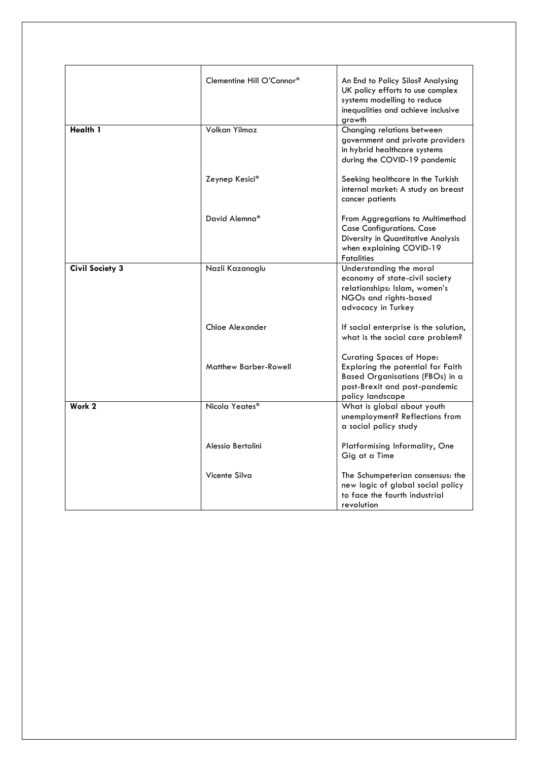| | | |
|---|---|---|
| | Clementine Hill O'Connor* | An End to Policy Silos? Analysing UK policy efforts to use complex systems modelling to reduce inequalities and achieve inclusive growth |
| **Health 1** | Volkan Yilmaz | Changing relations between government and private providers in hybrid healthcare systems during the COVID-19 pandemic |
| | Zeynep Kesici* | Seeking healthcare in the Turkish internal market: A study on breast cancer patients |
| | David Alemna* | From Aggregations to Multimethod Case Configurations. Case Diversity in Quantitative Analysis when explaining COVID-19 Fatalities |
| **Civil Society 3** | Nazli Kazanoglu | Understanding the moral economy of state-civil society relationships: Islam, women's NGOs and rights-based advocacy in Turkey |
| | Chloe Alexander | If social enterprise is the solution, what is the social care problem? |
| | Matthew Barber-Rowell | Curating Spaces of Hope: Exploring the potential for Faith Based Organisations (FBOs) in a post-Brexit and post-pandemic policy landscape |
| **Work 2** | Nicola Yeates* | What is global about youth unemployment? Reflections from a social policy study |
| | Alessio Bertolini | Platformising Informality, One Gig at a Time |
| | Vicente Silva | The Schumpeterian consensus: the new logic of global social policy to face the fourth industrial revolution |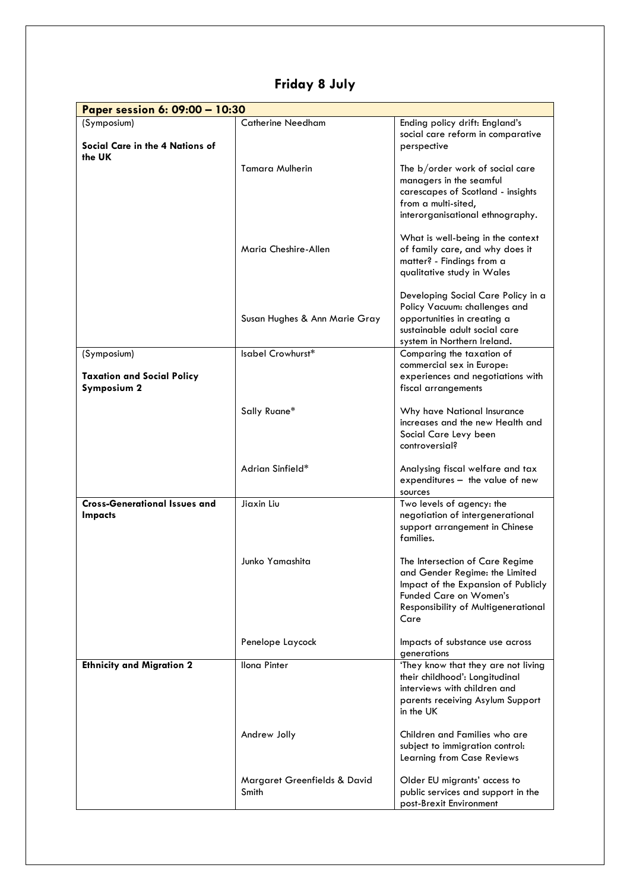# Friday 8 July

| Paper session 6: 09:00 – 10:30 | | |
|---|---|---|
| (Symposium)<br><br>**Social Care in the 4 Nations of the UK** | Catherine Needham | Ending policy drift: England's social care reform in comparative perspective |
| | Tamara Mulherin | The b/order work of social care managers in the seamful carescapes of Scotland - insights from a multi-sited, interorganisational ethnography. |
| | Maria Cheshire-Allen | What is well-being in the context of family care, and why does it matter? - Findings from a qualitative study in Wales |
| | Susan Hughes & Ann Marie Gray | Developing Social Care Policy in a Policy Vacuum: challenges and opportunities in creating a sustainable adult social care system in Northern Ireland. |
| (Symposium)<br><br>**Taxation and Social Policy Symposium 2** | Isabel Crowhurst* | Comparing the taxation of commercial sex in Europe: experiences and negotiations with fiscal arrangements |
| | Sally Ruane* | Why have National Insurance increases and the new Health and Social Care Levy been controversial? |
| | Adrian Sinfield* | Analysing fiscal welfare and tax expenditures – the value of new sources |
| **Cross-Generational Issues and Impacts** | Jiaxin Liu | Two levels of agency: the negotiation of intergenerational support arrangement in Chinese families. |
| | Junko Yamashita | The Intersection of Care Regime and Gender Regime: the Limited Impact of the Expansion of Publicly Funded Care on Women's Responsibility of Multigenerational Care |
| | Penelope Laycock | Impacts of substance use across generations |
| **Ethnicity and Migration 2** | Ilona Pinter | 'They know that they are not living their childhood': Longitudinal interviews with children and parents receiving Asylum Support in the UK |
| | Andrew Jolly | Children and Families who are subject to immigration control: Learning from Case Reviews |
| | Margaret Greenfields & David Smith | Older EU migrants' access to public services and support in the post-Brexit Environment |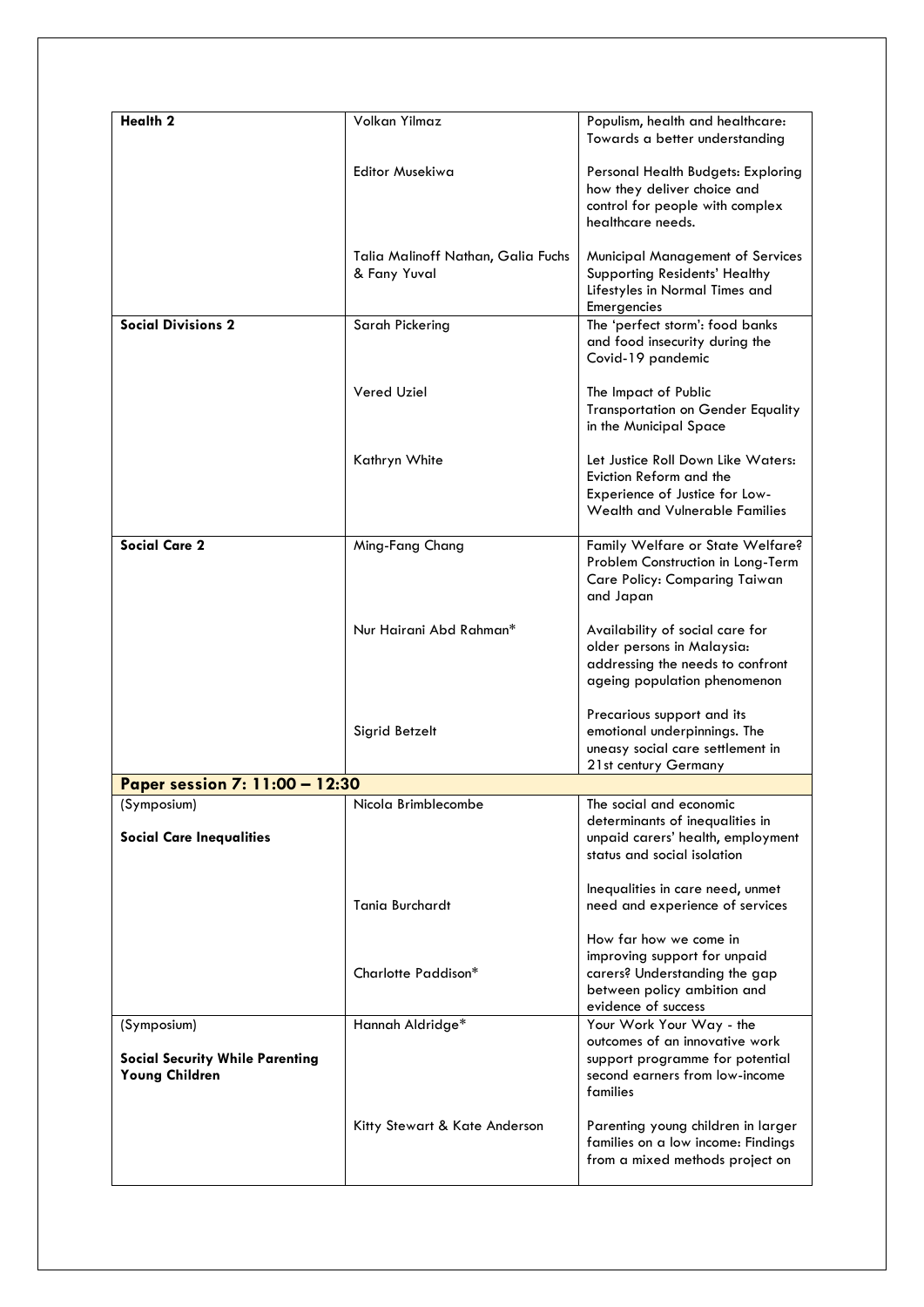| | | |
|---|---|---|
| **Health 2** | Volkan Yilmaz | Populism, health and healthcare: Towards a better understanding |
| | Editor Musekiwa | Personal Health Budgets: Exploring how they deliver choice and control for people with complex healthcare needs. |
| | Talia Malinoff Nathan, Galia Fuchs & Fany Yuval | Municipal Management of Services Supporting Residents' Healthy Lifestyles in Normal Times and Emergencies |
| **Social Divisions 2** | Sarah Pickering | The 'perfect storm': food banks and food insecurity during the Covid-19 pandemic |
| | Vered Uziel | The Impact of Public Transportation on Gender Equality in the Municipal Space |
| | Kathryn White | Let Justice Roll Down Like Waters: Eviction Reform and the Experience of Justice for Low-Wealth and Vulnerable Families |
| **Social Care 2** | Ming-Fang Chang | Family Welfare or State Welfare? Problem Construction in Long-Term Care Policy: Comparing Taiwan and Japan |
| | Nur Hairani Abd Rahman* | Availability of social care for older persons in Malaysia: addressing the needs to confront ageing population phenomenon |
| | Sigrid Betzelt | Precarious support and its emotional underpinnings. The uneasy social care settlement in 21st century Germany |
| **Paper session 7: 11:00 – 12:30** | | |
| (Symposium) **Social Care Inequalities** | Nicola Brimblecombe | The social and economic determinants of inequalities in unpaid carers' health, employment status and social isolation |
| | Tania Burchardt | Inequalities in care need, unmet need and experience of services |
| | Charlotte Paddison* | How far how we come in improving support for unpaid carers? Understanding the gap between policy ambition and evidence of success |
| (Symposium) **Social Security While Parenting Young Children** | Hannah Aldridge* | Your Work Your Way - the outcomes of an innovative work support programme for potential second earners from low-income families |
| | Kitty Stewart & Kate Anderson | Parenting young children in larger families on a low income: Findings from a mixed methods project on |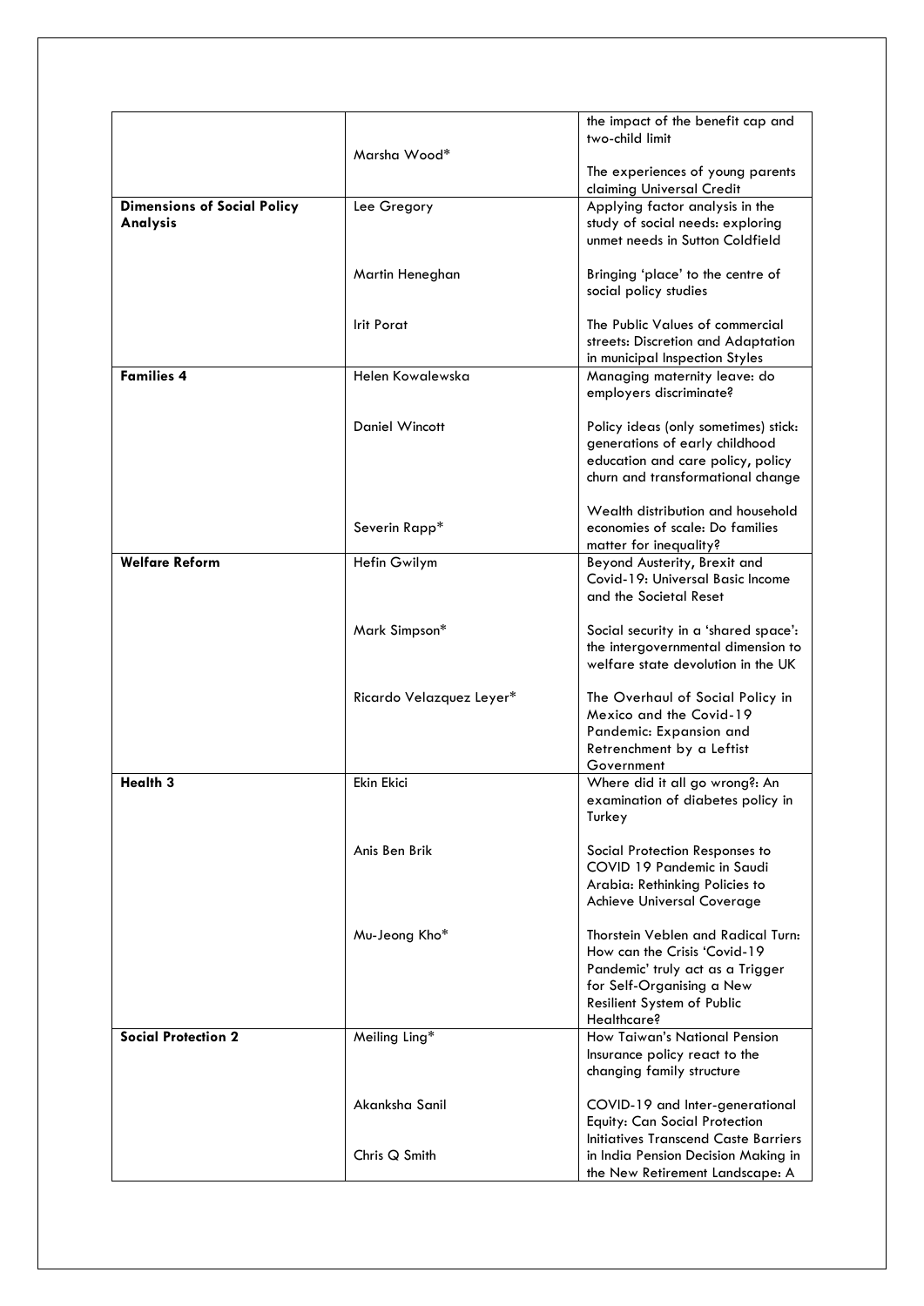| | | |
|---|---|---|
| | Marsha Wood* | the impact of the benefit cap and two-child limit<br><br>The experiences of young parents claiming Universal Credit |
| **Dimensions of Social Policy Analysis** | Lee Gregory | Applying factor analysis in the study of social needs: exploring unmet needs in Sutton Coldfield |
| | Martin Heneghan | Bringing 'place' to the centre of social policy studies |
| | Irit Porat | The Public Values of commercial streets: Discretion and Adaptation in municipal Inspection Styles |
| **Families 4** | Helen Kowalewska | Managing maternity leave: do employers discriminate? |
| | Daniel Wincott | Policy ideas (only sometimes) stick: generations of early childhood education and care policy, policy churn and transformational change |
| | Severin Rapp* | Wealth distribution and household economies of scale: Do families matter for inequality? |
| **Welfare Reform** | Hefin Gwilym | Beyond Austerity, Brexit and Covid-19: Universal Basic Income and the Societal Reset |
| | Mark Simpson* | Social security in a 'shared space': the intergovernmental dimension to welfare state devolution in the UK |
| | Ricardo Velazquez Leyer* | The Overhaul of Social Policy in Mexico and the Covid-19 Pandemic: Expansion and Retrenchment by a Leftist Government |
| **Health 3** | Ekin Ekici | Where did it all go wrong?: An examination of diabetes policy in Turkey |
| | Anis Ben Brik | Social Protection Responses to COVID 19 Pandemic in Saudi Arabia: Rethinking Policies to Achieve Universal Coverage |
| | Mu-Jeong Kho* | Thorstein Veblen and Radical Turn: How can the Crisis 'Covid-19 Pandemic' truly act as a Trigger for Self-Organising a New Resilient System of Public Healthcare? |
| **Social Protection 2** | Meiling Ling* | How Taiwan's National Pension Insurance policy react to the changing family structure |
| | Akanksha Sanil | COVID-19 and Inter-generational Equity: Can Social Protection Initiatives Transcend Caste Barriers in India |
| | Chris Q Smith | Pension Decision Making in the New Retirement Landscape: A |